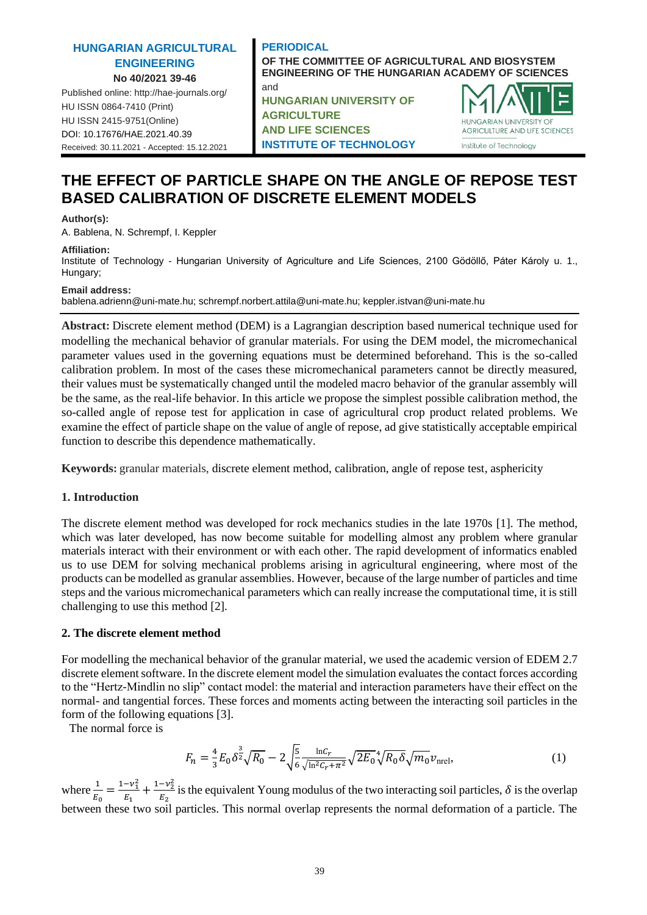# THE EFFECT OF PARTICLE SHAPE ON THE ANGLE OF REPOSE TEST BASED CALIBRATION OF DISCRETE ELEMENT MODELS

**Author(s):**
A. Bablena, N. Schrempf, I. Keppler

**Affiliation:**
Institute of Technology - Hungarian University of Agriculture and Life Sciences, 2100 Gödöllő, Páter Károly u. 1., Hungary;

**Email address:**
bablena.adrienn@uni-mate.hu; schrempf.norbert.attila@uni-mate.hu; keppler.istvan@uni-mate.hu

**Abstract:** Discrete element method (DEM) is a Lagrangian description based numerical technique used for modelling the mechanical behavior of granular materials. For using the DEM model, the micromechanical parameter values used in the governing equations must be determined beforehand. This is the so-called calibration problem. In most of the cases these micromechanical parameters cannot be directly measured, their values must be systematically changed until the modeled macro behavior of the granular assembly will be the same, as the real-life behavior. In this article we propose the simplest possible calibration method, the so-called angle of repose test for application in case of agricultural crop product related problems. We examine the effect of particle shape on the value of angle of repose, ad give statistically acceptable empirical function to describe this dependence mathematically.

**Keywords:** granular materials, discrete element method, calibration, angle of repose test, asphericity

## 1. Introduction

The discrete element method was developed for rock mechanics studies in the late 1970s [1]. The method, which was later developed, has now become suitable for modelling almost any problem where granular materials interact with their environment or with each other. The rapid development of informatics enabled us to use DEM for solving mechanical problems arising in agricultural engineering, where most of the products can be modelled as granular assemblies. However, because of the large number of particles and time steps and the various micromechanical parameters which can really increase the computational time, it is still challenging to use this method [2].

## 2. The discrete element method

For modelling the mechanical behavior of the granular material, we used the academic version of EDEM 2.7 discrete element software. In the discrete element model the simulation evaluates the contact forces according to the "Hertz-Mindlin no slip" contact model: the material and interaction parameters have their effect on the normal- and tangential forces. These forces and moments acting between the interacting soil particles in the form of the following equations [3].

The normal force is

$$F_n = \frac{4}{3}E_0\delta^{\frac{3}{2}}\sqrt{R_0} - 2\sqrt{\frac{5}{6}\frac{\ln C_r}{\sqrt{\ln^2 C_r + \pi^2}}}\sqrt{2E_0}\sqrt[4]{R_0\delta}\sqrt{m_0}v_{\mathrm{nrel}}, \tag{1}$$

where $\frac{1}{E_0} = \frac{1-\nu_1^2}{E_1} + \frac{1-\nu_2^2}{E_2}$ is the equivalent Young modulus of the two interacting soil particles, $\delta$ is the overlap between these two soil particles. This normal overlap represents the normal deformation of a particle. The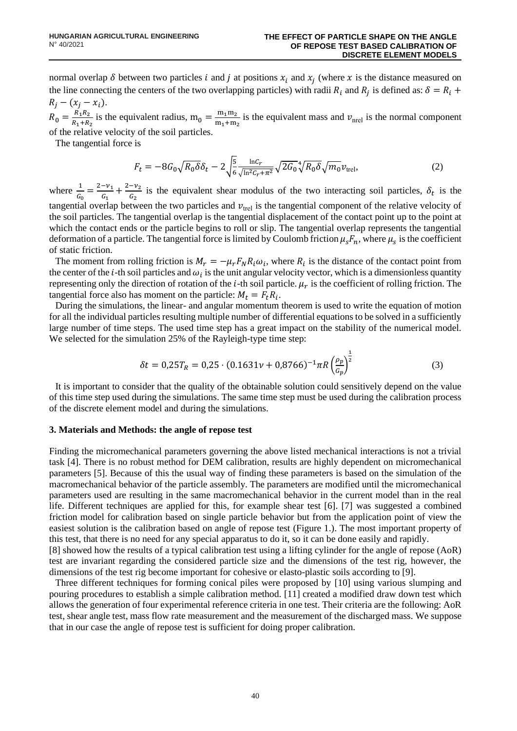normal overlap $\delta$ between two particles $i$ and $j$ at positions $x_i$ and $x_j$ (where $x$ is the distance measured on the line connecting the centers of the two overlapping particles) with radii $R_i$ and $R_j$ is defined as: $\delta = R_i + R_j - (x_j - x_i)$.

$R_0 = \frac{R_1 R_2}{R_1 + R_2}$ is the equivalent radius, $\mathrm{m}_0 = \frac{\mathrm{m}_1 \mathrm{m}_2}{\mathrm{m}_1 + \mathrm{m}_2}$ is the equivalent mass and $v_{\mathrm{nrel}}$ is the normal component of the relative velocity of the soil particles.

The tangential force is

$$F_t = -8G_0\sqrt{R_0\delta}\delta_t - 2\sqrt{\frac{5}{6}}\frac{\ln C_r}{\sqrt{\ln^2 C_r + \pi^2}}\sqrt{2G_0}\sqrt[4]{R_0\delta}\sqrt{m_0}v_{\mathrm{trel}}, \tag{2}$$

where $\frac{1}{G_0} = \frac{2-\nu_1}{G_1} + \frac{2-\nu_2}{G_2}$ is the equivalent shear modulus of the two interacting soil particles, $\delta_t$ is the tangential overlap between the two particles and $v_{\mathrm{trel}}$ is the tangential component of the relative velocity of the soil particles. The tangential overlap is the tangential displacement of the contact point up to the point at which the contact ends or the particle begins to roll or slip. The tangential overlap represents the tangential deformation of a particle. The tangential force is limited by Coulomb friction $\mu_s F_n$, where $\mu_s$ is the coefficient of static friction.

The moment from rolling friction is $M_r = -\mu_r F_N R_i \omega_i$, where $R_i$ is the distance of the contact point from the center of the $i$-th soil particles and $\omega_i$ is the unit angular velocity vector, which is a dimensionless quantity representing only the direction of rotation of the $i$-th soil particle. $\mu_r$ is the coefficient of rolling friction. The tangential force also has moment on the particle: $M_t = F_t R_i$.

During the simulations, the linear- and angular momentum theorem is used to write the equation of motion for all the individual particles resulting multiple number of differential equations to be solved in a sufficiently large number of time steps. The used time step has a great impact on the stability of the numerical model. We selected for the simulation 25% of the Rayleigh-type time step:

$$\delta t = 0{,}25T_R = 0{,}25 \cdot (0.1631\nu + 0{,}8766)^{-1}\pi R\left(\frac{\rho_p}{G_p}\right)^{\frac{1}{2}} \tag{3}$$

It is important to consider that the quality of the obtainable solution could sensitively depend on the value of this time step used during the simulations. The same time step must be used during the calibration process of the discrete element model and during the simulations.

### 3. Materials and Methods: the angle of repose test

Finding the micromechanical parameters governing the above listed mechanical interactions is not a trivial task [4]. There is no robust method for DEM calibration, results are highly dependent on micromechanical parameters [5]. Because of this the usual way of finding these parameters is based on the simulation of the macromechanical behavior of the particle assembly. The parameters are modified until the micromechanical parameters used are resulting in the same macromechanical behavior in the current model than in the real life. Different techniques are applied for this, for example shear test [6]. [7] was suggested a combined friction model for calibration based on single particle behavior but from the application point of view the easiest solution is the calibration based on angle of repose test (Figure 1.). The most important property of this test, that there is no need for any special apparatus to do it, so it can be done easily and rapidly.

[8] showed how the results of a typical calibration test using a lifting cylinder for the angle of repose (AoR) test are invariant regarding the considered particle size and the dimensions of the test rig, however, the dimensions of the test rig become important for cohesive or elasto-plastic soils according to [9].

Three different techniques for forming conical piles were proposed by [10] using various slumping and pouring procedures to establish a simple calibration method. [11] created a modified draw down test which allows the generation of four experimental reference criteria in one test. Their criteria are the following: AoR test, shear angle test, mass flow rate measurement and the measurement of the discharged mass. We suppose that in our case the angle of repose test is sufficient for doing proper calibration.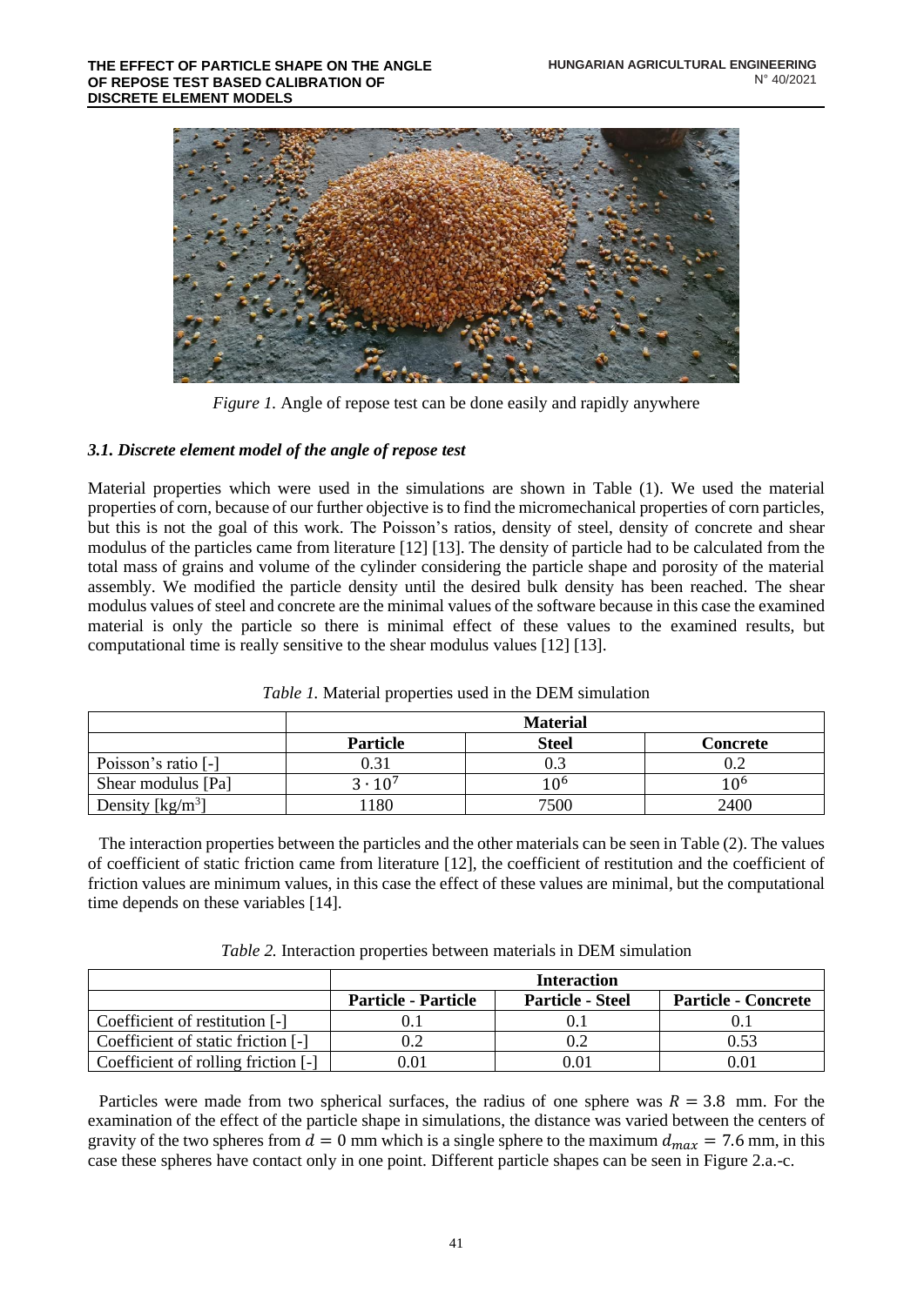*Figure 1.* Angle of repose test can be done easily and rapidly anywhere

### *3.1. Discrete element model of the angle of repose test*

Material properties which were used in the simulations are shown in Table (1). We used the material properties of corn, because of our further objective is to find the micromechanical properties of corn particles, but this is not the goal of this work. The Poisson's ratios, density of steel, density of concrete and shear modulus of the particles came from literature [12] [13]. The density of particle had to be calculated from the total mass of grains and volume of the cylinder considering the particle shape and porosity of the material assembly. We modified the particle density until the desired bulk density has been reached. The shear modulus values of steel and concrete are the minimal values of the software because in this case the examined material is only the particle so there is minimal effect of these values to the examined results, but computational time is really sensitive to the shear modulus values [12] [13].

*Table 1.* Material properties used in the DEM simulation

| | Material | | |
|---|---|---|---|
| | **Particle** | **Steel** | **Concrete** |
| Poisson's ratio [-] | 0.31 | 0.3 | 0.2 |
| Shear modulus [Pa] | $3 \cdot 10^7$ | $10^6$ | $10^6$ |
| Density [kg/m$^3$] | 1180 | 7500 | 2400 |

The interaction properties between the particles and the other materials can be seen in Table (2). The values of coefficient of static friction came from literature [12], the coefficient of restitution and the coefficient of friction values are minimum values, in this case the effect of these values are minimal, but the computational time depends on these variables [14].

*Table 2.* Interaction properties between materials in DEM simulation

| | Interaction | | |
|---|---|---|---|
| | **Particle - Particle** | **Particle - Steel** | **Particle - Concrete** |
| Coefficient of restitution [-] | 0.1 | 0.1 | 0.1 |
| Coefficient of static friction [-] | 0.2 | 0.2 | 0.53 |
| Coefficient of rolling friction [-] | 0.01 | 0.01 | 0.01 |

Particles were made from two spherical surfaces, the radius of one sphere was $R = 3.8$ mm. For the examination of the effect of the particle shape in simulations, the distance was varied between the centers of gravity of the two spheres from $d = 0$ mm which is a single sphere to the maximum $d_{max} = 7.6$ mm, in this case these spheres have contact only in one point. Different particle shapes can be seen in Figure 2.a.-c.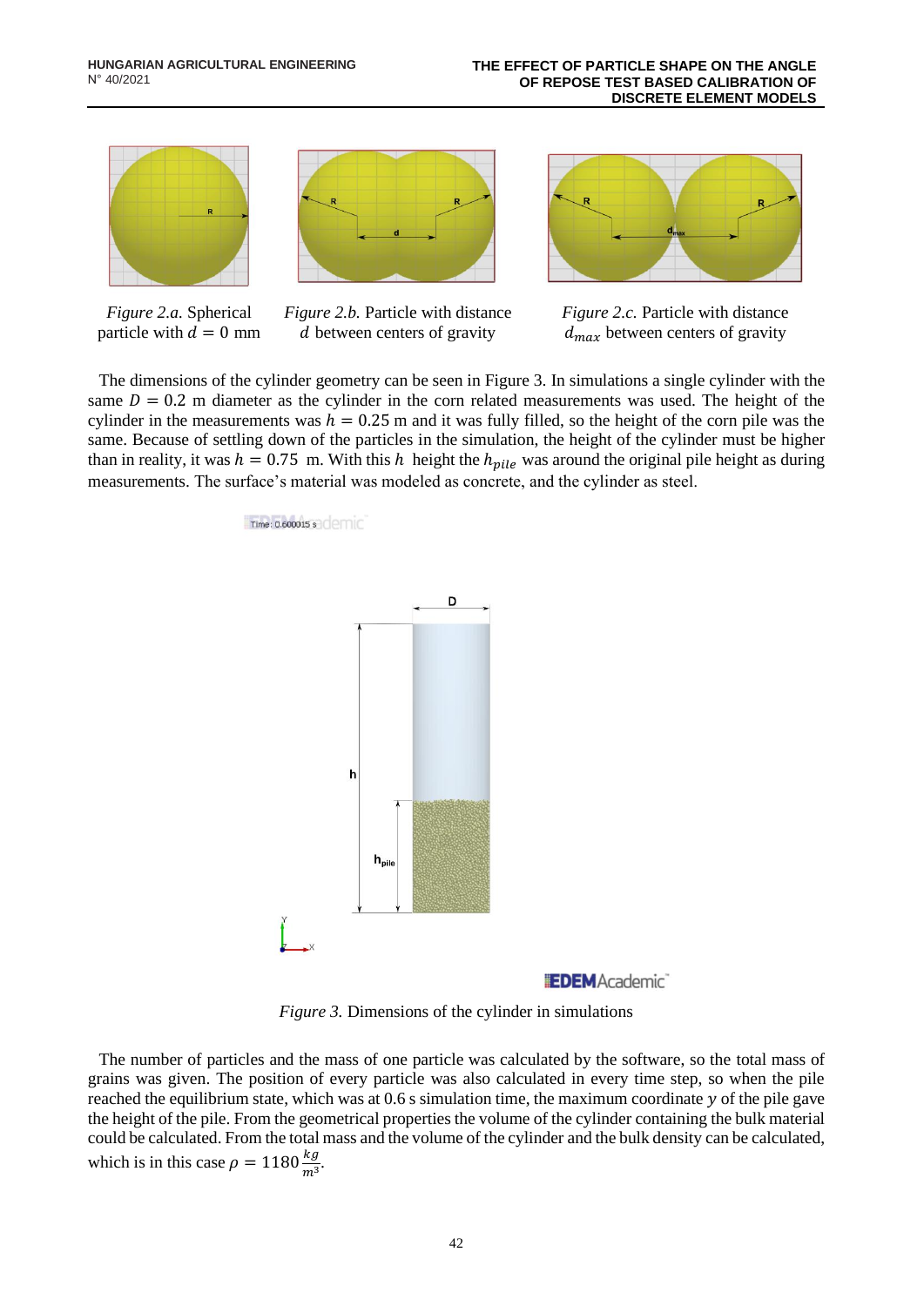*Figure 2.a.* Spherical particle with $d = 0$ mm

*Figure 2.b.* Particle with distance $d$ between centers of gravity

*Figure 2.c.* Particle with distance $d_{max}$ between centers of gravity

The dimensions of the cylinder geometry can be seen in Figure 3. In simulations a single cylinder with the same $D = 0.2$ m diameter as the cylinder in the corn related measurements was used. The height of the cylinder in the measurements was $h = 0.25$ m and it was fully filled, so the height of the corn pile was the same. Because of settling down of the particles in the simulation, the height of the cylinder must be higher than in reality, it was $h = 0.75$ m. With this $h$ height the $h_{pile}$ was around the original pile height as during measurements. The surface's material was modeled as concrete, and the cylinder as steel.

*Figure 3.* Dimensions of the cylinder in simulations

The number of particles and the mass of one particle was calculated by the software, so the total mass of grains was given. The position of every particle was also calculated in every time step, so when the pile reached the equilibrium state, which was at 0.6 s simulation time, the maximum coordinate $y$ of the pile gave the height of the pile. From the geometrical properties the volume of the cylinder containing the bulk material could be calculated. From the total mass and the volume of the cylinder and the bulk density can be calculated, which is in this case $\rho = 1180 \frac{kg}{m^3}$.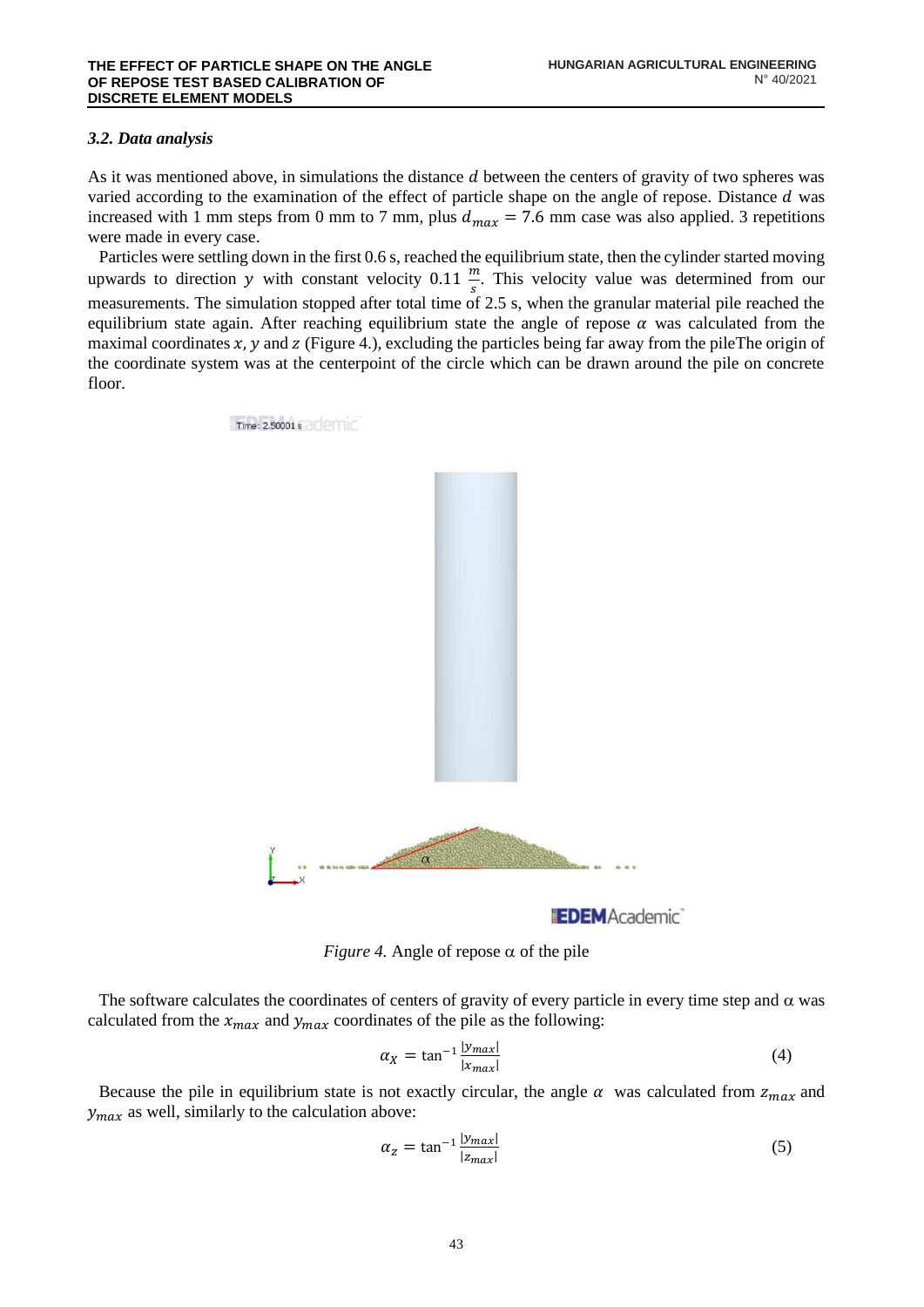### *3.2. Data analysis*

As it was mentioned above, in simulations the distance $d$ between the centers of gravity of two spheres was varied according to the examination of the effect of particle shape on the angle of repose. Distance $d$ was increased with 1 mm steps from 0 mm to 7 mm, plus $d_{max} = 7.6$ mm case was also applied. 3 repetitions were made in every case.

Particles were settling down in the first 0.6 s, reached the equilibrium state, then the cylinder started moving upwards to direction $y$ with constant velocity $0.11 \frac{m}{s}$. This velocity value was determined from our measurements. The simulation stopped after total time of 2.5 s, when the granular material pile reached the equilibrium state again. After reaching equilibrium state the angle of repose $\alpha$ was calculated from the maximal coordinates $x$, $y$ and $z$ (Figure 4.), excluding the particles being far away from the pileThe origin of the coordinate system was at the centerpoint of the circle which can be drawn around the pile on concrete floor.

*Figure 4.* Angle of repose $\alpha$ of the pile

The software calculates the coordinates of centers of gravity of every particle in every time step and $\alpha$ was calculated from the $x_{max}$ and $y_{max}$ coordinates of the pile as the following:

$$\alpha_X = \tan^{-1} \frac{|y_{max}|}{|x_{max}|} \tag{4}$$

Because the pile in equilibrium state is not exactly circular, the angle $\alpha$ was calculated from $z_{max}$ and $y_{max}$ as well, similarly to the calculation above:

$$\alpha_z = \tan^{-1} \frac{|y_{max}|}{|z_{max}|} \tag{5}$$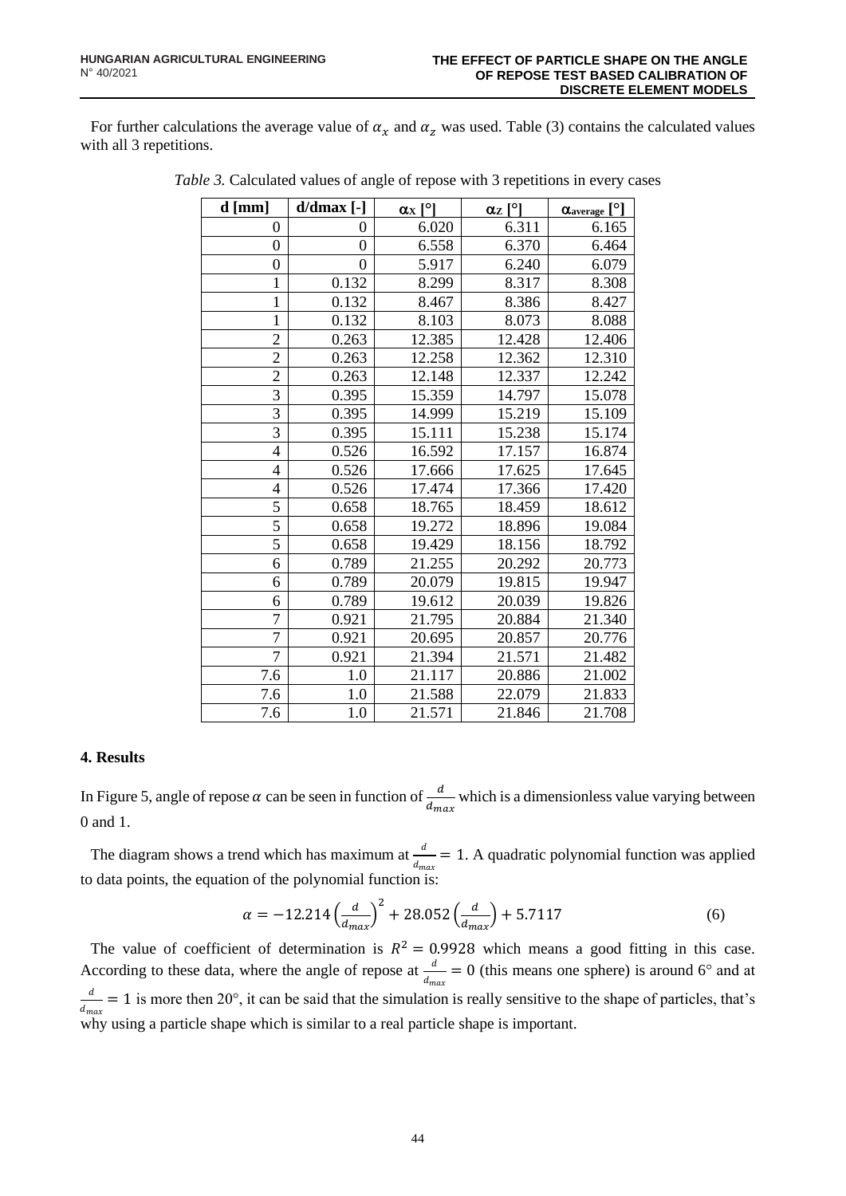For further calculations the average value of $\alpha_x$ and $\alpha_z$ was used. Table (3) contains the calculated values with all 3 repetitions.

*Table 3.* Calculated values of angle of repose with 3 repetitions in every cases

| d [mm] | d/dmax [-] | $\alpha_X$ [°] | $\alpha_Z$ [°] | $\alpha_{average}$ [°] |
|---|---|---|---|---|
| 0 | 0 | 6.020 | 6.311 | 6.165 |
| 0 | 0 | 6.558 | 6.370 | 6.464 |
| 0 | 0 | 5.917 | 6.240 | 6.079 |
| 1 | 0.132 | 8.299 | 8.317 | 8.308 |
| 1 | 0.132 | 8.467 | 8.386 | 8.427 |
| 1 | 0.132 | 8.103 | 8.073 | 8.088 |
| 2 | 0.263 | 12.385 | 12.428 | 12.406 |
| 2 | 0.263 | 12.258 | 12.362 | 12.310 |
| 2 | 0.263 | 12.148 | 12.337 | 12.242 |
| 3 | 0.395 | 15.359 | 14.797 | 15.078 |
| 3 | 0.395 | 14.999 | 15.219 | 15.109 |
| 3 | 0.395 | 15.111 | 15.238 | 15.174 |
| 4 | 0.526 | 16.592 | 17.157 | 16.874 |
| 4 | 0.526 | 17.666 | 17.625 | 17.645 |
| 4 | 0.526 | 17.474 | 17.366 | 17.420 |
| 5 | 0.658 | 18.765 | 18.459 | 18.612 |
| 5 | 0.658 | 19.272 | 18.896 | 19.084 |
| 5 | 0.658 | 19.429 | 18.156 | 18.792 |
| 6 | 0.789 | 21.255 | 20.292 | 20.773 |
| 6 | 0.789 | 20.079 | 19.815 | 19.947 |
| 6 | 0.789 | 19.612 | 20.039 | 19.826 |
| 7 | 0.921 | 21.795 | 20.884 | 21.340 |
| 7 | 0.921 | 20.695 | 20.857 | 20.776 |
| 7 | 0.921 | 21.394 | 21.571 | 21.482 |
| 7.6 | 1.0 | 21.117 | 20.886 | 21.002 |
| 7.6 | 1.0 | 21.588 | 22.079 | 21.833 |
| 7.6 | 1.0 | 21.571 | 21.846 | 21.708 |

## 4. Results

In Figure 5, angle of repose $\alpha$ can be seen in function of $\frac{d}{d_{max}}$ which is a dimensionless value varying between 0 and 1.

The diagram shows a trend which has maximum at $\frac{d}{d_{max}} = 1$. A quadratic polynomial function was applied to data points, the equation of the polynomial function is:

$$\alpha = -12.214\left(\frac{d}{d_{max}}\right)^2 + 28.052\left(\frac{d}{d_{max}}\right) + 5.7117 \qquad (6)$$

The value of coefficient of determination is $R^2 = 0.9928$ which means a good fitting in this case. According to these data, where the angle of repose at $\frac{d}{d_{max}} = 0$ (this means one sphere) is around 6° and at $\frac{d}{d_{max}} = 1$ is more then 20°, it can be said that the simulation is really sensitive to the shape of particles, that's why using a particle shape which is similar to a real particle shape is important.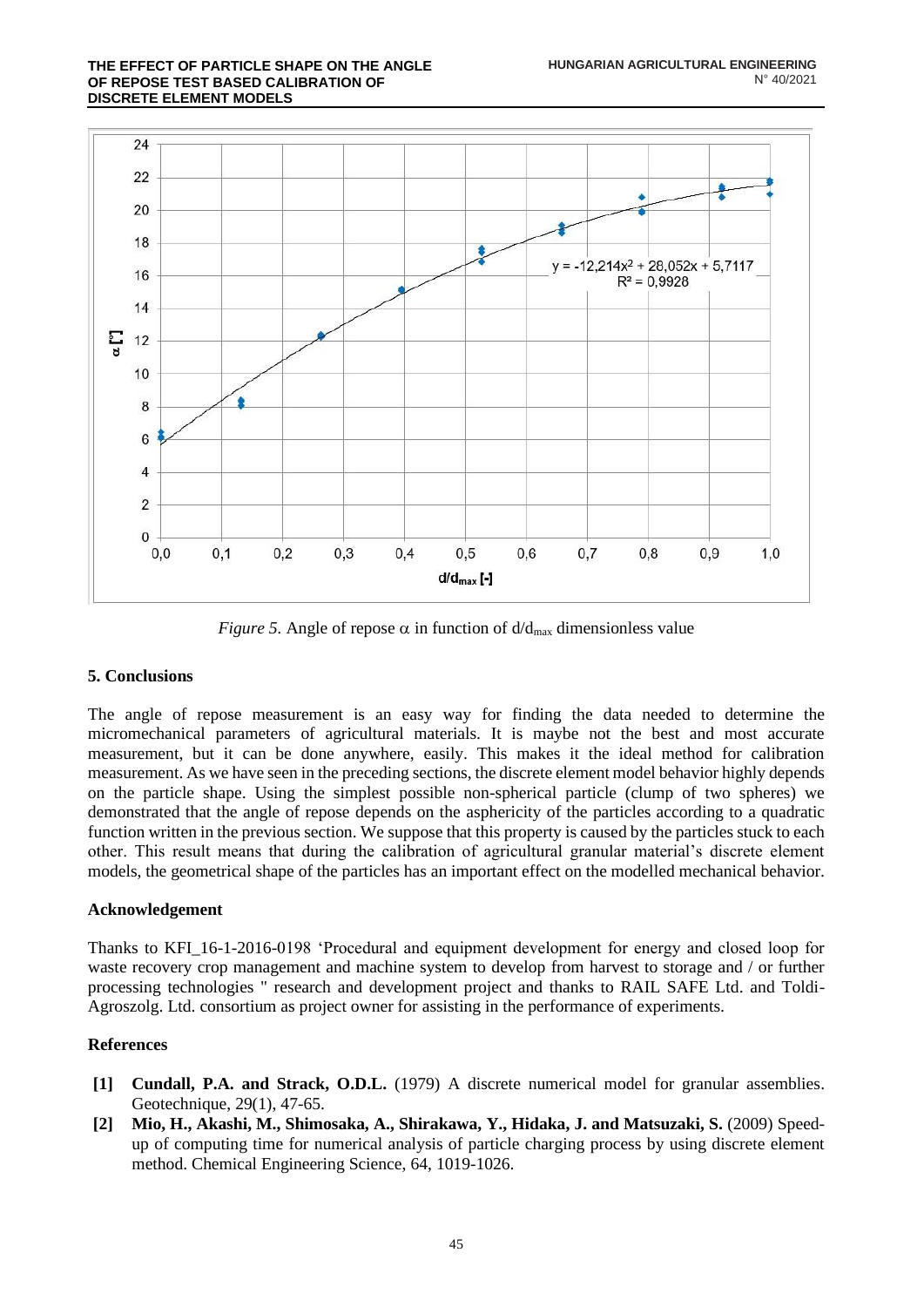*Figure 5.* Angle of repose $\alpha$ in function of $d/d_{max}$ dimensionless value

## 5. Conclusions

The angle of repose measurement is an easy way for finding the data needed to determine the micromechanical parameters of agricultural materials. It is maybe not the best and most accurate measurement, but it can be done anywhere, easily. This makes it the ideal method for calibration measurement. As we have seen in the preceding sections, the discrete element model behavior highly depends on the particle shape. Using the simplest possible non-spherical particle (clump of two spheres) we demonstrated that the angle of repose depends on the asphericity of the particles according to a quadratic function written in the previous section. We suppose that this property is caused by the particles stuck to each other. This result means that during the calibration of agricultural granular material's discrete element models, the geometrical shape of the particles has an important effect on the modelled mechanical behavior.

## Acknowledgement

Thanks to KFI_16-1-2016-0198 'Procedural and equipment development for energy and closed loop for waste recovery crop management and machine system to develop from harvest to storage and / or further processing technologies " research and development project and thanks to RAIL SAFE Ltd. and Toldi-Agroszolg. Ltd. consortium as project owner for assisting in the performance of experiments.

## References

[1] **Cundall, P.A. and Strack, O.D.L.** (1979) A discrete numerical model for granular assemblies. Geotechnique, 29(1), 47-65.

[2] **Mio, H., Akashi, M., Shimosaka, A., Shirakawa, Y., Hidaka, J. and Matsuzaki, S.** (2009) Speed-up of computing time for numerical analysis of particle charging process by using discrete element method. Chemical Engineering Science, 64, 1019-1026.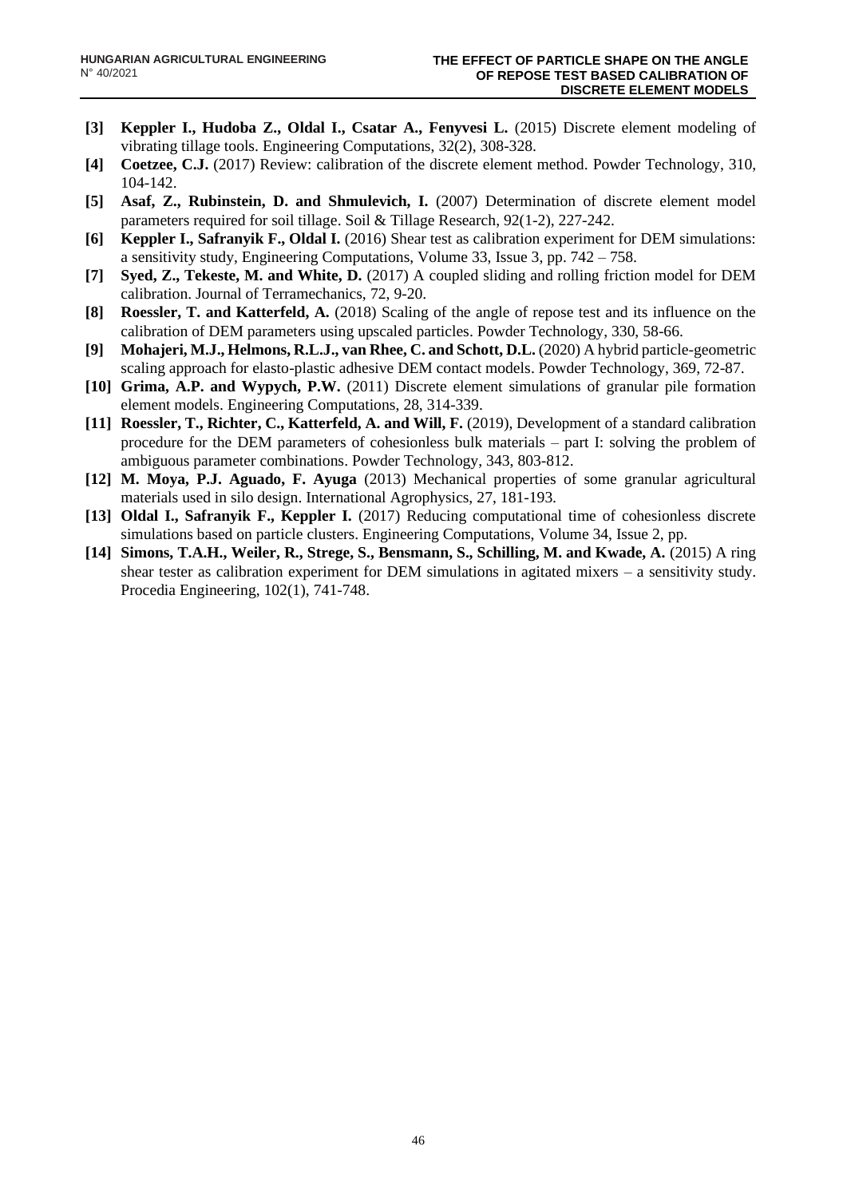**[3]** **Keppler I., Hudoba Z., Oldal I., Csatar A., Fenyvesi L.** (2015) Discrete element modeling of vibrating tillage tools. Engineering Computations, 32(2), 308-328.

**[4]** **Coetzee, C.J.** (2017) Review: calibration of the discrete element method. Powder Technology, 310, 104-142.

**[5]** **Asaf, Z., Rubinstein, D. and Shmulevich, I.** (2007) Determination of discrete element model parameters required for soil tillage. Soil & Tillage Research, 92(1-2), 227-242.

**[6]** **Keppler I., Safranyik F., Oldal I.** (2016) Shear test as calibration experiment for DEM simulations: a sensitivity study, Engineering Computations, Volume 33, Issue 3, pp. 742 – 758.

**[7]** **Syed, Z., Tekeste, M. and White, D.** (2017) A coupled sliding and rolling friction model for DEM calibration. Journal of Terramechanics, 72, 9-20.

**[8]** **Roessler, T. and Katterfeld, A.** (2018) Scaling of the angle of repose test and its influence on the calibration of DEM parameters using upscaled particles. Powder Technology, 330, 58-66.

**[9]** **Mohajeri, M.J., Helmons, R.L.J., van Rhee, C. and Schott, D.L.** (2020) A hybrid particle-geometric scaling approach for elasto-plastic adhesive DEM contact models. Powder Technology, 369, 72-87.

**[10]** **Grima, A.P. and Wypych, P.W.** (2011) Discrete element simulations of granular pile formation element models. Engineering Computations, 28, 314-339.

**[11]** **Roessler, T., Richter, C., Katterfeld, A. and Will, F.** (2019), Development of a standard calibration procedure for the DEM parameters of cohesionless bulk materials – part I: solving the problem of ambiguous parameter combinations. Powder Technology, 343, 803-812.

**[12]** **M. Moya, P.J. Aguado, F. Ayuga** (2013) Mechanical properties of some granular agricultural materials used in silo design. International Agrophysics, 27, 181-193.

**[13]** **Oldal I., Safranyik F., Keppler I.** (2017) Reducing computational time of cohesionless discrete simulations based on particle clusters. Engineering Computations, Volume 34, Issue 2, pp.

**[14]** **Simons, T.A.H., Weiler, R., Strege, S., Bensmann, S., Schilling, M. and Kwade, A.** (2015) A ring shear tester as calibration experiment for DEM simulations in agitated mixers – a sensitivity study. Procedia Engineering, 102(1), 741-748.